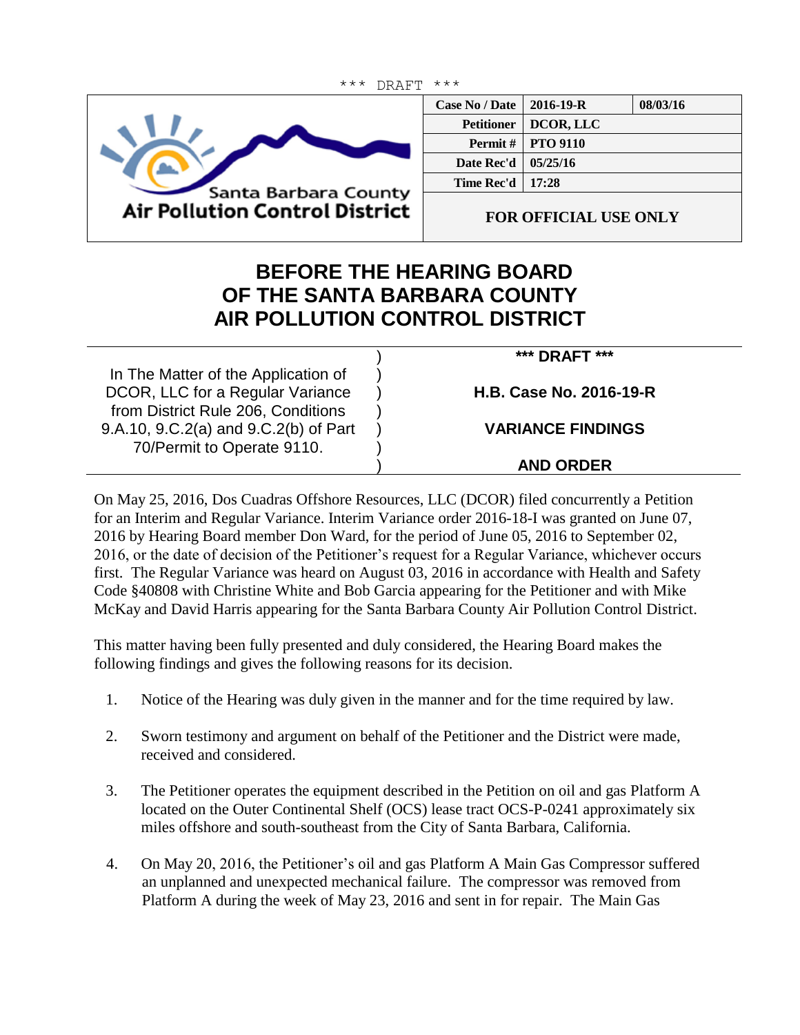\*\*\* DRAFT \*\*\*

| | Case No / Date | 2016-19-R | 08/03/16 |
|---|---|---|---|
| Santa Barbara County Air Pollution Control District | Petitioner | DCOR, LLC | |
| | Permit # | PTO 9110 | |
| | Date Rec'd | 05/25/16 | |
| | Time Rec'd | 17:28 | |
| | FOR OFFICIAL USE ONLY | | |

# BEFORE THE HEARING BOARD OF THE SANTA BARBARA COUNTY AIR POLLUTION CONTROL DISTRICT

| | |
|---|---|
| In The Matter of the Application of DCOR, LLC for a Regular Variance from District Rule 206, Conditions 9.A.10, 9.C.2(a) and 9.C.2(b) of Part 70/Permit to Operate 9110. | \*\*\* DRAFT \*\*\*<br><br>**H.B. Case No. 2016-19-R**<br><br>**VARIANCE FINDINGS**<br><br>**AND ORDER** |

On May 25, 2016, Dos Cuadras Offshore Resources, LLC (DCOR) filed concurrently a Petition for an Interim and Regular Variance. Interim Variance order 2016-18-I was granted on June 07, 2016 by Hearing Board member Don Ward, for the period of June 05, 2016 to September 02, 2016, or the date of decision of the Petitioner's request for a Regular Variance, whichever occurs first. The Regular Variance was heard on August 03, 2016 in accordance with Health and Safety Code §40808 with Christine White and Bob Garcia appearing for the Petitioner and with Mike McKay and David Harris appearing for the Santa Barbara County Air Pollution Control District.

This matter having been fully presented and duly considered, the Hearing Board makes the following findings and gives the following reasons for its decision.

1. Notice of the Hearing was duly given in the manner and for the time required by law.

2. Sworn testimony and argument on behalf of the Petitioner and the District were made, received and considered.

3. The Petitioner operates the equipment described in the Petition on oil and gas Platform A located on the Outer Continental Shelf (OCS) lease tract OCS-P-0241 approximately six miles offshore and south-southeast from the City of Santa Barbara, California.

4. On May 20, 2016, the Petitioner's oil and gas Platform A Main Gas Compressor suffered an unplanned and unexpected mechanical failure. The compressor was removed from Platform A during the week of May 23, 2016 and sent in for repair. The Main Gas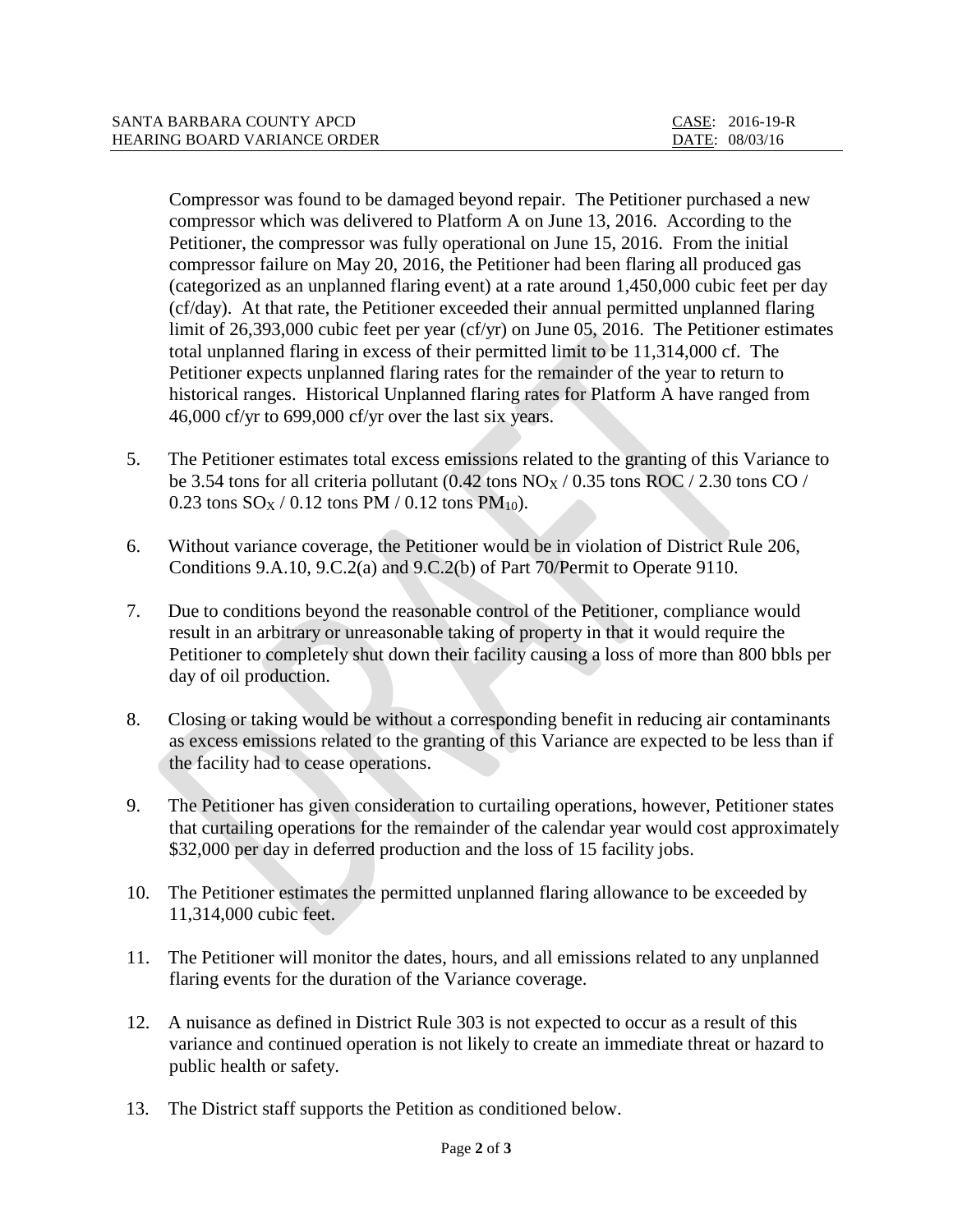Compressor was found to be damaged beyond repair. The Petitioner purchased a new compressor which was delivered to Platform A on June 13, 2016. According to the Petitioner, the compressor was fully operational on June 15, 2016. From the initial compressor failure on May 20, 2016, the Petitioner had been flaring all produced gas (categorized as an unplanned flaring event) at a rate around 1,450,000 cubic feet per day (cf/day). At that rate, the Petitioner exceeded their annual permitted unplanned flaring limit of 26,393,000 cubic feet per year (cf/yr) on June 05, 2016. The Petitioner estimates total unplanned flaring in excess of their permitted limit to be 11,314,000 cf. The Petitioner expects unplanned flaring rates for the remainder of the year to return to historical ranges. Historical Unplanned flaring rates for Platform A have ranged from 46,000 cf/yr to 699,000 cf/yr over the last six years.

5. The Petitioner estimates total excess emissions related to the granting of this Variance to be 3.54 tons for all criteria pollutant (0.42 tons $NO_X$ / 0.35 tons ROC / 2.30 tons CO / 0.23 tons $SO_X$ / 0.12 tons PM / 0.12 tons $PM_{10}$).

6. Without variance coverage, the Petitioner would be in violation of District Rule 206, Conditions 9.A.10, 9.C.2(a) and 9.C.2(b) of Part 70/Permit to Operate 9110.

7. Due to conditions beyond the reasonable control of the Petitioner, compliance would result in an arbitrary or unreasonable taking of property in that it would require the Petitioner to completely shut down their facility causing a loss of more than 800 bbls per day of oil production.

8. Closing or taking would be without a corresponding benefit in reducing air contaminants as excess emissions related to the granting of this Variance are expected to be less than if the facility had to cease operations.

9. The Petitioner has given consideration to curtailing operations, however, Petitioner states that curtailing operations for the remainder of the calendar year would cost approximately \$32,000 per day in deferred production and the loss of 15 facility jobs.

10. The Petitioner estimates the permitted unplanned flaring allowance to be exceeded by 11,314,000 cubic feet.

11. The Petitioner will monitor the dates, hours, and all emissions related to any unplanned flaring events for the duration of the Variance coverage.

12. A nuisance as defined in District Rule 303 is not expected to occur as a result of this variance and continued operation is not likely to create an immediate threat or hazard to public health or safety.

13. The District staff supports the Petition as conditioned below.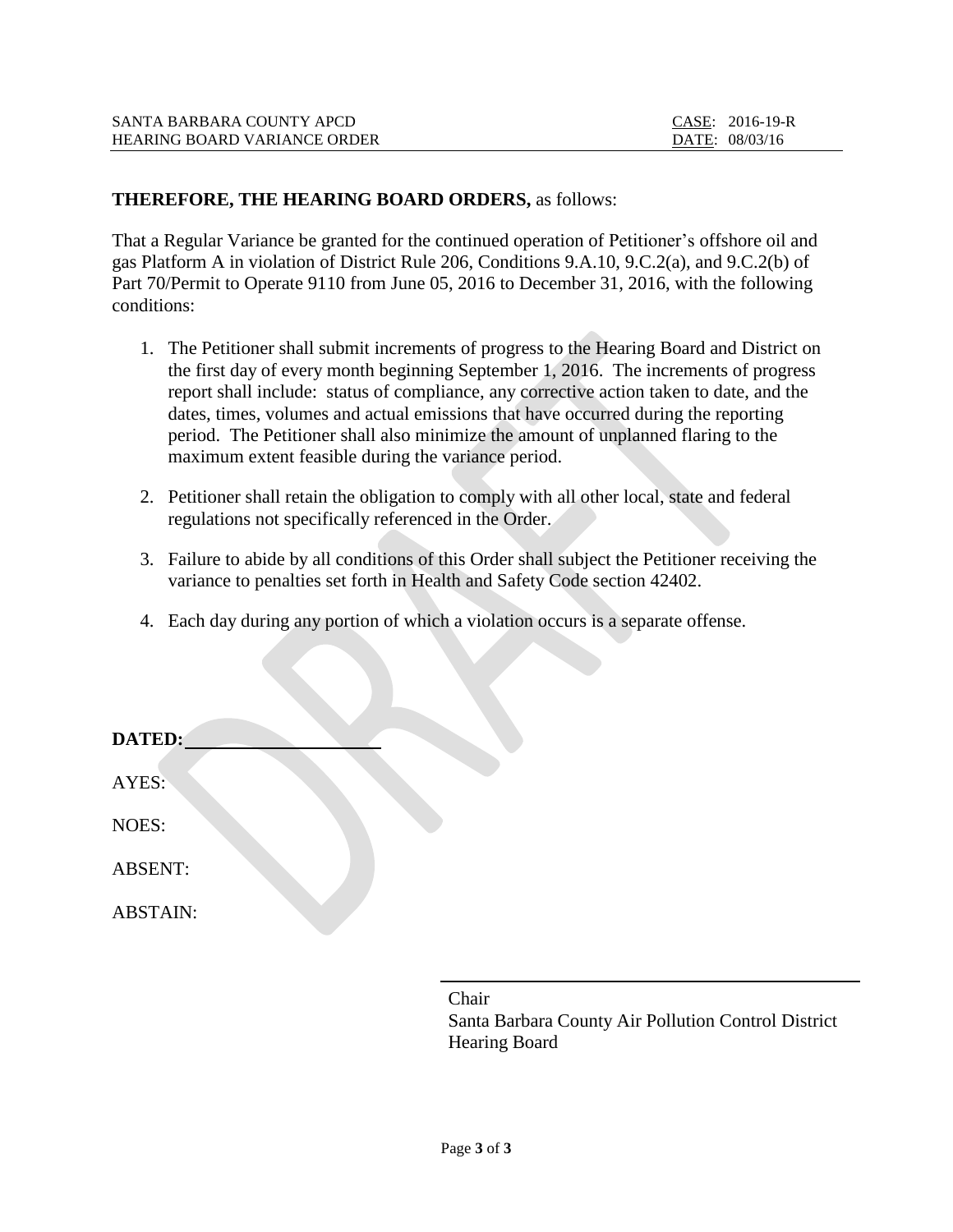**THEREFORE, THE HEARING BOARD ORDERS,** as follows:

That a Regular Variance be granted for the continued operation of Petitioner's offshore oil and gas Platform A in violation of District Rule 206, Conditions 9.A.10, 9.C.2(a), and 9.C.2(b) of Part 70/Permit to Operate 9110 from June 05, 2016 to December 31, 2016, with the following conditions:

1. The Petitioner shall submit increments of progress to the Hearing Board and District on the first day of every month beginning September 1, 2016. The increments of progress report shall include: status of compliance, any corrective action taken to date, and the dates, times, volumes and actual emissions that have occurred during the reporting period. The Petitioner shall also minimize the amount of unplanned flaring to the maximum extent feasible during the variance period.

2. Petitioner shall retain the obligation to comply with all other local, state and federal regulations not specifically referenced in the Order.

3. Failure to abide by all conditions of this Order shall subject the Petitioner receiving the variance to penalties set forth in Health and Safety Code section 42402.

4. Each day during any portion of which a violation occurs is a separate offense.

**DATED:** ____________________

AYES:

NOES:

ABSENT:

ABSTAIN:

______________________________________

Chair
Santa Barbara County Air Pollution Control District
Hearing Board